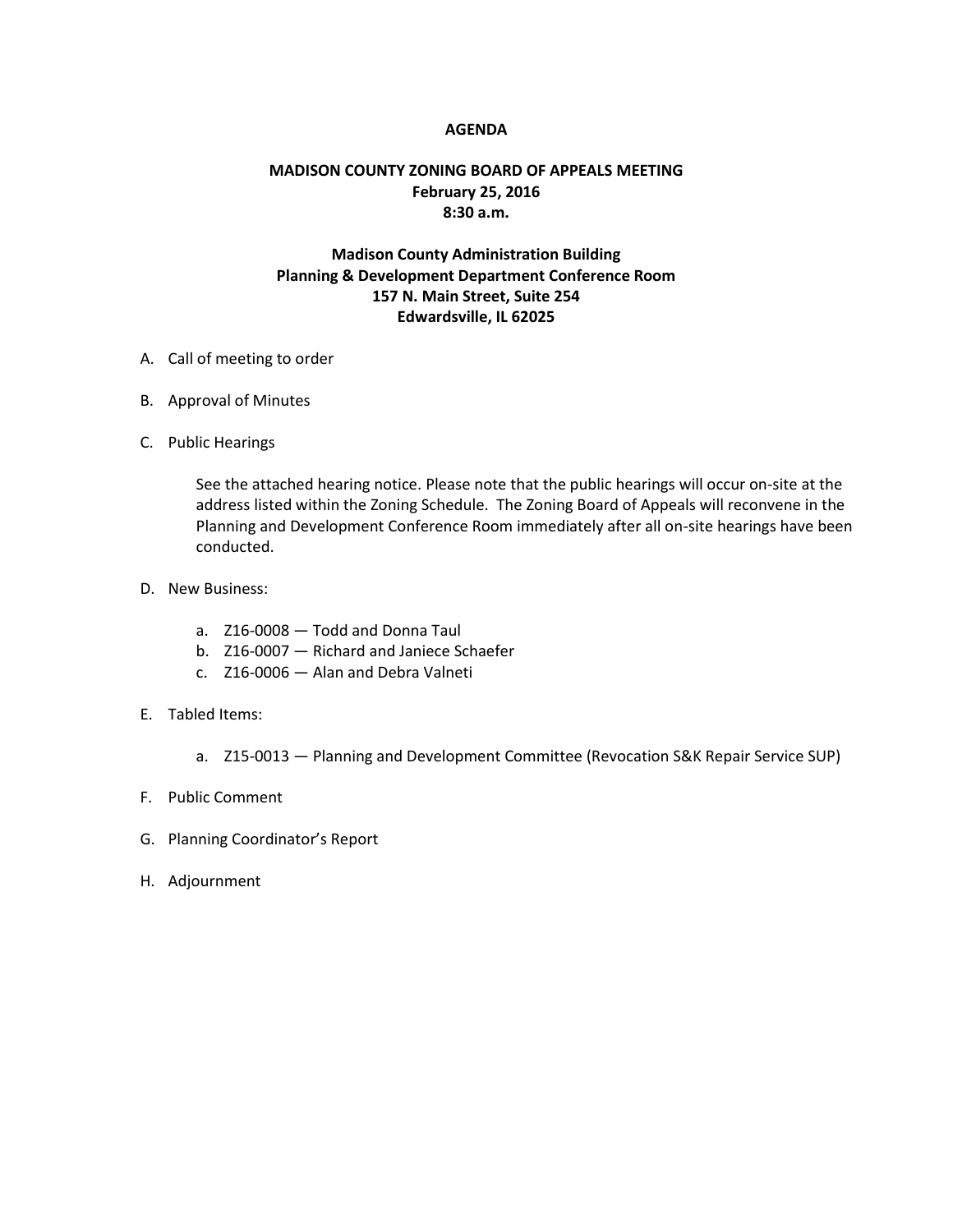# AGENDA

## MADISON COUNTY ZONING BOARD OF APPEALS MEETING
**February 25, 2016**
**8:30 a.m.**

**Madison County Administration Building**
**Planning & Development Department Conference Room**
**157 N. Main Street, Suite 254**
**Edwardsville, IL 62025**

A. Call of meeting to order

B. Approval of Minutes

C. Public Hearings

   See the attached hearing notice. Please note that the public hearings will occur on-site at the address listed within the Zoning Schedule. The Zoning Board of Appeals will reconvene in the Planning and Development Conference Room immediately after all on-site hearings have been conducted.

D. New Business:

   a. Z16-0008 — Todd and Donna Taul
   b. Z16-0007 — Richard and Janiece Schaefer
   c. Z16-0006 — Alan and Debra Valneti

E. Tabled Items:

   a. Z15-0013 — Planning and Development Committee (Revocation S&K Repair Service SUP)

F. Public Comment

G. Planning Coordinator's Report

H. Adjournment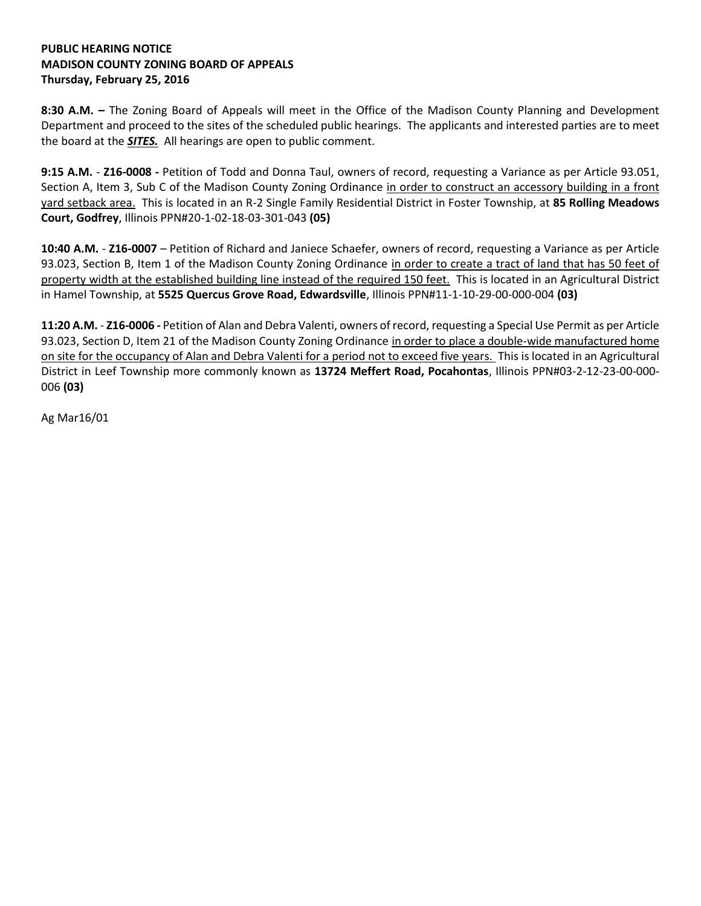**PUBLIC HEARING NOTICE**
**MADISON COUNTY ZONING BOARD OF APPEALS**
**Thursday, February 25, 2016**

**8:30 A.M. –** The Zoning Board of Appeals will meet in the Office of the Madison County Planning and Development Department and proceed to the sites of the scheduled public hearings. The applicants and interested parties are to meet the board at the ***SITES.*** All hearings are open to public comment.

**9:15 A.M.** - **Z16-0008 -** Petition of Todd and Donna Taul, owners of record, requesting a Variance as per Article 93.051, Section A, Item 3, Sub C of the Madison County Zoning Ordinance in order to construct an accessory building in a front yard setback area. This is located in an R-2 Single Family Residential District in Foster Township, at **85 Rolling Meadows Court, Godfrey**, Illinois PPN#20-1-02-18-03-301-043 **(05)**

**10:40 A.M.** - **Z16-0007** – Petition of Richard and Janiece Schaefer, owners of record, requesting a Variance as per Article 93.023, Section B, Item 1 of the Madison County Zoning Ordinance in order to create a tract of land that has 50 feet of property width at the established building line instead of the required 150 feet. This is located in an Agricultural District in Hamel Township, at **5525 Quercus Grove Road, Edwardsville**, Illinois PPN#11-1-10-29-00-000-004 **(03)**

**11:20 A.M.** - **Z16-0006 -** Petition of Alan and Debra Valenti, owners of record, requesting a Special Use Permit as per Article 93.023, Section D, Item 21 of the Madison County Zoning Ordinance in order to place a double-wide manufactured home on site for the occupancy of Alan and Debra Valenti for a period not to exceed five years. This is located in an Agricultural District in Leef Township more commonly known as **13724 Meffert Road, Pocahontas**, Illinois PPN#03-2-12-23-00-000-006 **(03)**

Ag Mar16/01